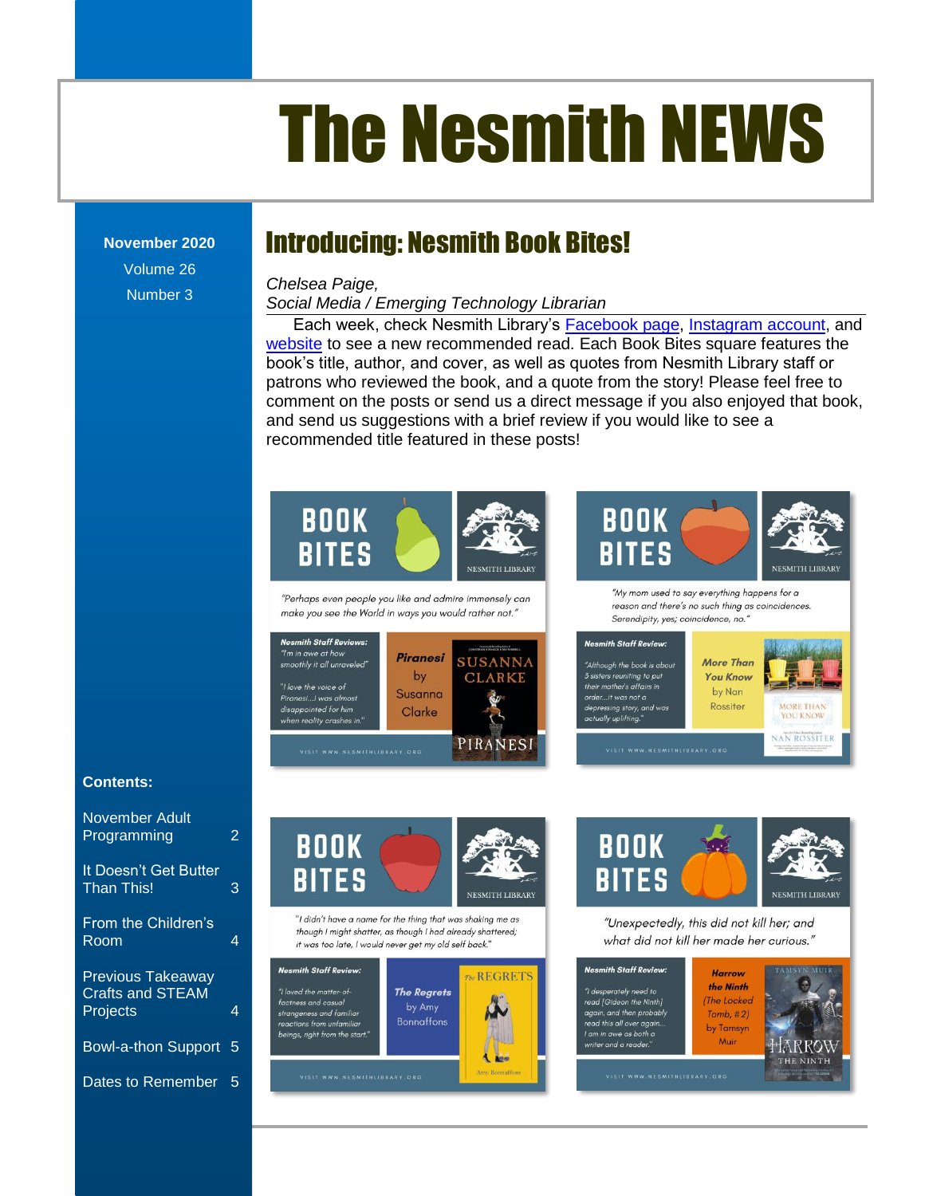# The Nesmith NEWS

**November 2020**
Volume 26
Number 3

## Introducing: Nesmith Book Bites!

*Chelsea Paige,*
*Social Media / Emerging Technology Librarian*

Each week, check Nesmith Library's Facebook page, Instagram account, and website to see a new recommended read. Each Book Bites square features the book's title, author, and cover, as well as quotes from Nesmith Library staff or patrons who reviewed the book, and a quote from the story! Please feel free to comment on the posts or send us a direct message if you also enjoyed that book, and send us suggestions with a brief review if you would like to see a recommended title featured in these posts!

**BOOK BITES** — NESMITH LIBRARY

"Perhaps even people you like and admire immensely can make you see the World in ways you would rather not."

**Nesmith Staff Reviews:** "I'm in awe at how smoothly it all unraveled" "I love the voice of Piranesi...I was almost disappointed for him when reality crashes in."

*Piranesi* by Susanna Clarke

VISIT WWW.NESMITHLIBRARY.ORG

**BOOK BITES** — NESMITH LIBRARY

"My mom used to say everything happens for a reason and there's no such thing as coincidences. Serendipity, yes; coincidence, no."

**Nesmith Staff Review:** "Although the book is about 3 sisters reuniting to put their mother's affairs in order...it was not a depressing story, and was actually uplifting."

*More Than You Know* by Nan Rossiter

VISIT WWW.NESMITHLIBRARY.ORG

**BOOK BITES** — NESMITH LIBRARY

"I didn't have a name for the thing that was shaking me as though I might shatter, as though I had already shattered; it was too late, I would never get my old self back."

**Nesmith Staff Review:** "I loved the matter-of-factness and casual strangeness and familiar reactions from unfamiliar beings, right from the start."

*The Regrets* by Amy Bonnaffons

VISIT WWW.NESMITHLIBRARY.ORG

**BOOK BITES** — NESMITH LIBRARY

"Unexpectedly, this did not kill her; and what did not kill her made her curious."

**Nesmith Staff Review:** "I desperately need to read [Gideon the Ninth] again, and then probably read this all over again... I am in awe as both a writer and a reader."

*Harrow the Ninth* (The Locked Tomb, #2) by Tamsyn Muir

VISIT WWW.NESMITHLIBRARY.ORG

**Contents:**

| | |
|---|---|
| November Adult Programming | 2 |
| It Doesn't Get Butter Than This! | 3 |
| From the Children's Room | 4 |
| Previous Takeaway Crafts and STEAM Projects | 4 |
| Bowl-a-thon Support | 5 |
| Dates to Remember | 5 |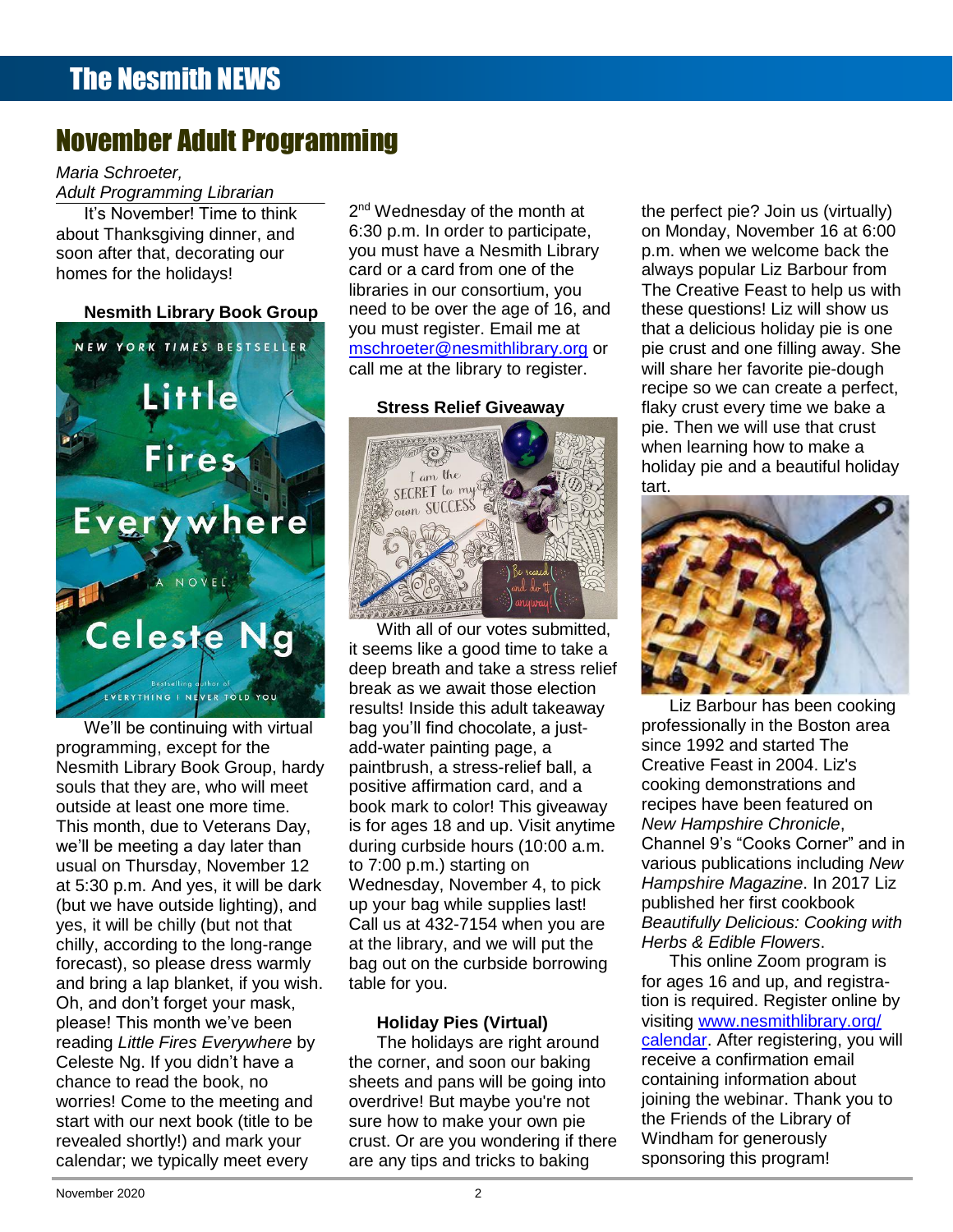# The Nesmith NEWS

## November Adult Programming

*Maria Schroeter,*
*Adult Programming Librarian*

It's November! Time to think about Thanksgiving dinner, and soon after that, decorating our homes for the holidays!

### Nesmith Library Book Group

We'll be continuing with virtual programming, except for the Nesmith Library Book Group, hardy souls that they are, who will meet outside at least one more time. This month, due to Veterans Day, we'll be meeting a day later than usual on Thursday, November 12 at 5:30 p.m. And yes, it will be dark (but we have outside lighting), and yes, it will be chilly (but not that chilly, according to the long-range forecast), so please dress warmly and bring a lap blanket, if you wish. Oh, and don't forget your mask, please! This month we've been reading *Little Fires Everywhere* by Celeste Ng. If you didn't have a chance to read the book, no worries! Come to the meeting and start with our next book (title to be revealed shortly!) and mark your calendar; we typically meet every 2nd Wednesday of the month at 6:30 p.m. In order to participate, you must have a Nesmith Library card or a card from one of the libraries in our consortium, you need to be over the age of 16, and you must register. Email me at mschroeter@nesmithlibrary.org or call me at the library to register.

### Stress Relief Giveaway

With all of our votes submitted, it seems like a good time to take a deep breath and take a stress relief break as we await those election results! Inside this adult takeaway bag you'll find chocolate, a just-add-water painting page, a paintbrush, a stress-relief ball, a positive affirmation card, and a book mark to color! This giveaway is for ages 18 and up. Visit anytime during curbside hours (10:00 a.m. to 7:00 p.m.) starting on Wednesday, November 4, to pick up your bag while supplies last! Call us at 432-7154 when you are at the library, and we will put the bag out on the curbside borrowing table for you.

### Holiday Pies (Virtual)

The holidays are right around the corner, and soon our baking sheets and pans will be going into overdrive! But maybe you're not sure how to make your own pie crust. Or are you wondering if there are any tips and tricks to baking the perfect pie? Join us (virtually) on Monday, November 16 at 6:00 p.m. when we welcome back the always popular Liz Barbour from The Creative Feast to help us with these questions! Liz will show us that a delicious holiday pie is one pie crust and one filling away. She will share her favorite pie-dough recipe so we can create a perfect, flaky crust every time we bake a pie. Then we will use that crust when learning how to make a holiday pie and a beautiful holiday tart.

Liz Barbour has been cooking professionally in the Boston area since 1992 and started The Creative Feast in 2004. Liz's cooking demonstrations and recipes have been featured on *New Hampshire Chronicle*, Channel 9's "Cooks Corner" and in various publications including *New Hampshire Magazine*. In 2017 Liz published her first cookbook *Beautifully Delicious: Cooking with Herbs & Edible Flowers*.

This online Zoom program is for ages 16 and up, and registration is required. Register online by visiting www.nesmithlibrary.org/calendar. After registering, you will receive a confirmation email containing information about joining the webinar. Thank you to the Friends of the Library of Windham for generously sponsoring this program!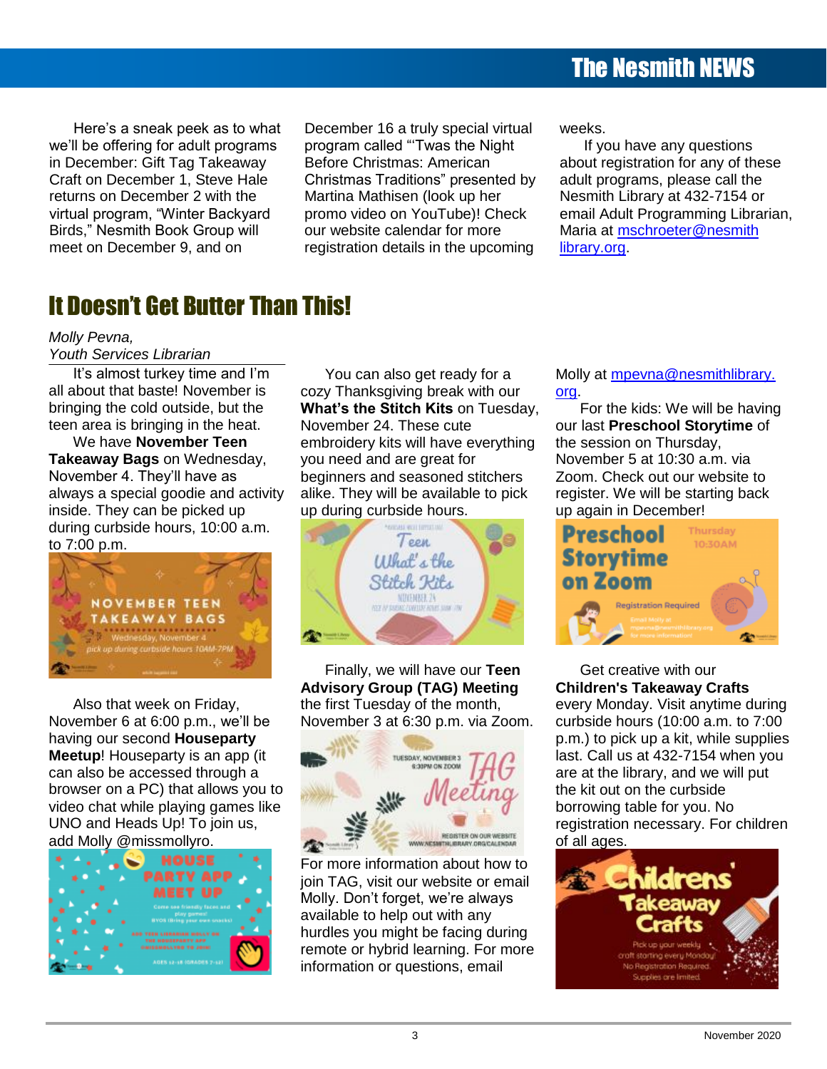Here's a sneak peek as to what we'll be offering for adult programs in December: Gift Tag Takeaway Craft on December 1, Steve Hale returns on December 2 with the virtual program, "Winter Backyard Birds," Nesmith Book Group will meet on December 9, and on December 16 a truly special virtual program called "'Twas the Night Before Christmas: American Christmas Traditions" presented by Martina Mathisen (look up her promo video on YouTube)! Check our website calendar for more registration details in the upcoming weeks.

If you have any questions about registration for any of these adult programs, please call the Nesmith Library at 432-7154 or email Adult Programming Librarian, Maria at mschroeter@nesmithlibrary.org.

# It Doesn't Get Butter Than This!

*Molly Pevna,*
*Youth Services Librarian*

It's almost turkey time and I'm all about that baste! November is bringing the cold outside, but the teen area is bringing in the heat.

We have **November Teen Takeaway Bags** on Wednesday, November 4. They'll have as always a special goodie and activity inside. They can be picked up during curbside hours, 10:00 a.m. to 7:00 p.m.

Also that week on Friday, November 6 at 6:00 p.m., we'll be having our second **Houseparty Meetup**! Houseparty is an app (it can also be accessed through a browser on a PC) that allows you to video chat while playing games like UNO and Heads Up! To join us, add Molly @missmollyro.

You can also get ready for a cozy Thanksgiving break with our **What's the Stitch Kits** on Tuesday, November 24. These cute embroidery kits will have everything you need and are great for beginners and seasoned stitchers alike. They will be available to pick up during curbside hours.

Finally, we will have our **Teen Advisory Group (TAG) Meeting** the first Tuesday of the month, November 3 at 6:30 p.m. via Zoom.

For more information about how to join TAG, visit our website or email Molly. Don't forget, we're always available to help out with any hurdles you might be facing during remote or hybrid learning. For more information or questions, email Molly at mpevna@nesmithlibrary.org.

For the kids: We will be having our last **Preschool Storytime** of the session on Thursday, November 5 at 10:30 a.m. via Zoom. Check out our website to register. We will be starting back up again in December!

Get creative with our **Children's Takeaway Crafts** every Monday. Visit anytime during curbside hours (10:00 a.m. to 7:00 p.m.) to pick up a kit, while supplies last. Call us at 432-7154 when you are at the library, and we will put the kit out on the curbside borrowing table for you. No registration necessary. For children of all ages.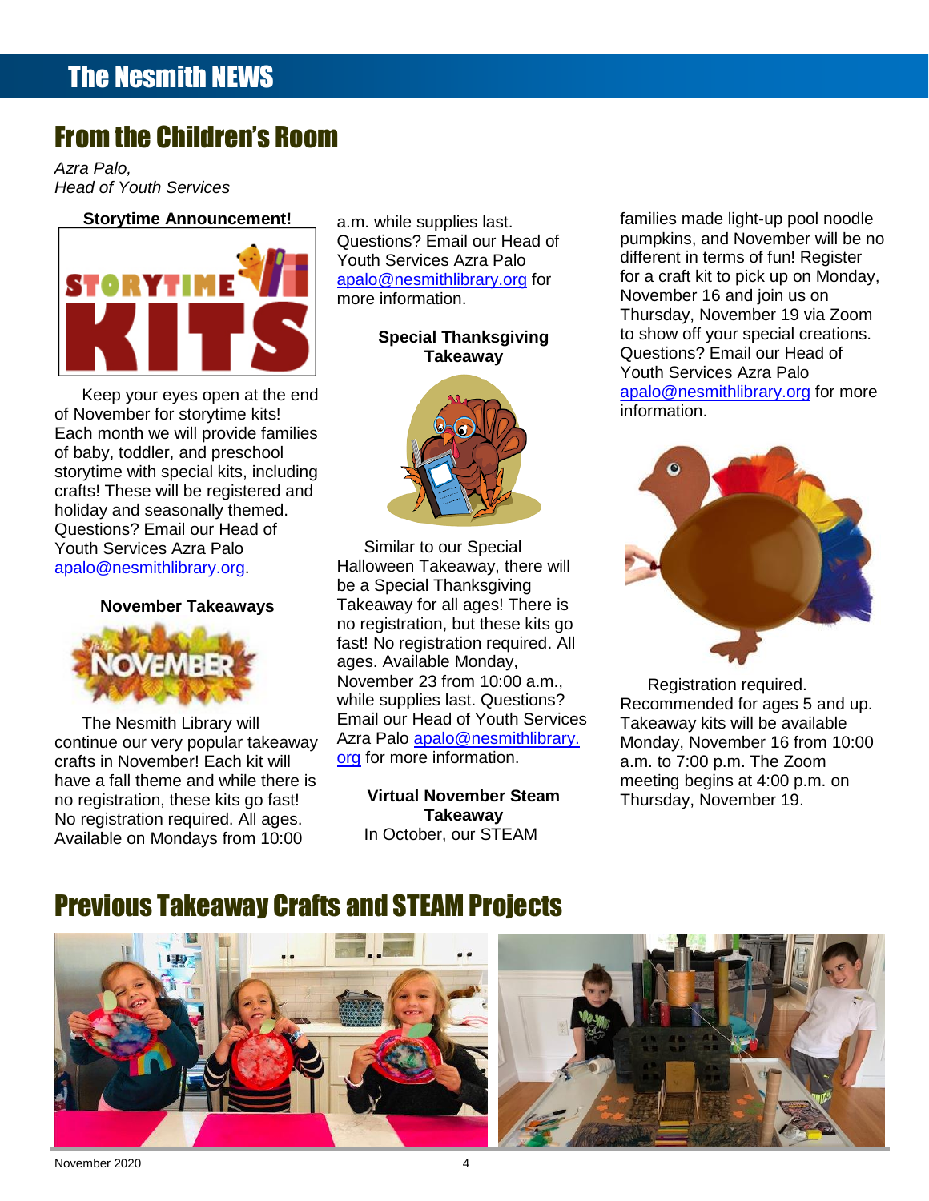# From the Children's Room

*Azra Palo,*
*Head of Youth Services*

### Storytime Announcement!

Keep your eyes open at the end of November for storytime kits! Each month we will provide families of baby, toddler, and preschool storytime with special kits, including crafts! These will be registered and holiday and seasonally themed. Questions? Email our Head of Youth Services Azra Palo apalo@nesmithlibrary.org.

### November Takeaways

The Nesmith Library will continue our very popular takeaway crafts in November! Each kit will have a fall theme and while there is no registration, these kits go fast! No registration required. All ages. Available on Mondays from 10:00 a.m. while supplies last. Questions? Email our Head of Youth Services Azra Palo apalo@nesmithlibrary.org for more information.

### Special Thanksgiving Takeaway

Similar to our Special Halloween Takeaway, there will be a Special Thanksgiving Takeaway for all ages! There is no registration, but these kits go fast! No registration required. All ages. Available Monday, November 23 from 10:00 a.m., while supplies last. Questions? Email our Head of Youth Services Azra Palo apalo@nesmithlibrary.org for more information.

### Virtual November Steam Takeaway

In October, our STEAM families made light-up pool noodle pumpkins, and November will be no different in terms of fun! Register for a craft kit to pick up on Monday, November 16 and join us on Thursday, November 19 via Zoom to show off your special creations. Questions? Email our Head of Youth Services Azra Palo apalo@nesmithlibrary.org for more information.

Registration required. Recommended for ages 5 and up. Takeaway kits will be available Monday, November 16 from 10:00 a.m. to 7:00 p.m. The Zoom meeting begins at 4:00 p.m. on Thursday, November 19.

# Previous Takeaway Crafts and STEAM Projects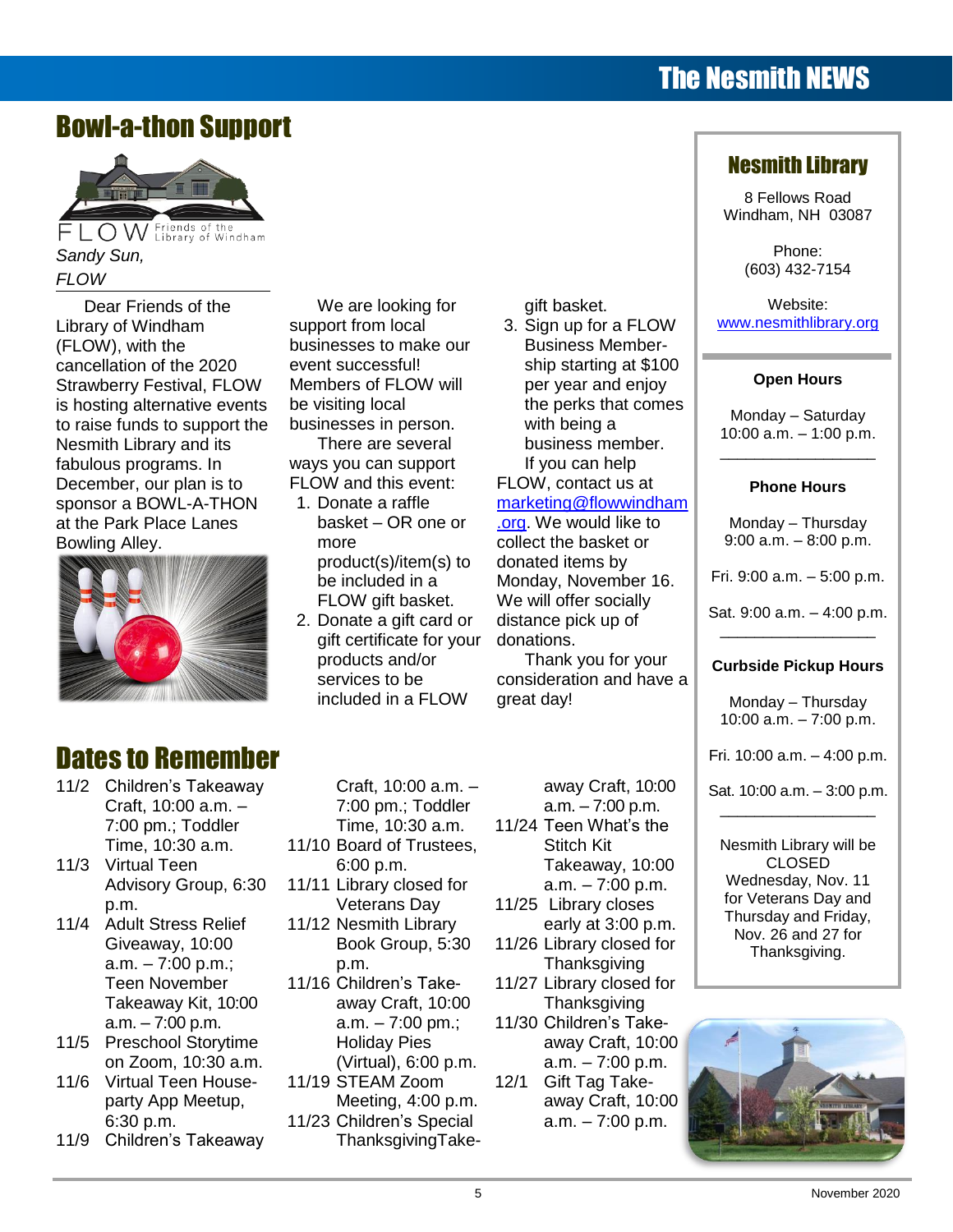## Bowl-a-thon Support

FLOW Friends of the Library of Windham

*Sandy Sun, FLOW*

Dear Friends of the Library of Windham (FLOW), with the cancellation of the 2020 Strawberry Festival, FLOW is hosting alternative events to raise funds to support the Nesmith Library and its fabulous programs. In December, our plan is to sponsor a BOWL-A-THON at the Park Place Lanes Bowling Alley.

We are looking for support from local businesses to make our event successful! Members of FLOW will be visiting local businesses in person.

There are several ways you can support FLOW and this event:

1. Donate a raffle basket – OR one or more product(s)/item(s) to be included in a FLOW gift basket.
2. Donate a gift card or gift certificate for your products and/or services to be included in a FLOW gift basket.
3. Sign up for a FLOW Business Membership starting at $100 per year and enjoy the perks that comes with being a business member.

If you can help FLOW, contact us at marketing@flowwindham.org. We would like to collect the basket or donated items by Monday, November 16. We will offer socially distance pick up of donations.

Thank you for your consideration and have a great day!

## Dates to Remember

- 11/2 Children's Takeaway Craft, 10:00 a.m. – 7:00 pm.; Toddler Time, 10:30 a.m.
- 11/3 Virtual Teen Advisory Group, 6:30 p.m.
- 11/4 Adult Stress Relief Giveaway, 10:00 a.m. – 7:00 p.m.; Teen November Takeaway Kit, 10:00 a.m. – 7:00 p.m.
- 11/5 Preschool Storytime on Zoom, 10:30 a.m.
- 11/6 Virtual Teen Houseparty App Meetup, 6:30 p.m.
- 11/9 Children's Takeaway Craft, 10:00 a.m. – 7:00 pm.; Toddler Time, 10:30 a.m.
- 11/10 Board of Trustees, 6:00 p.m.
- 11/11 Library closed for Veterans Day
- 11/12 Nesmith Library Book Group, 5:30 p.m.
- 11/16 Children's Takeaway Craft, 10:00 a.m. – 7:00 pm.; Holiday Pies (Virtual), 6:00 p.m.
- 11/19 STEAM Zoom Meeting, 4:00 p.m.
- 11/23 Children's Special ThanksgivingTakeaway Craft, 10:00 a.m. – 7:00 p.m.
- 11/24 Teen What's the Stitch Kit Takeaway, 10:00 a.m. – 7:00 p.m.
- 11/25 Library closes early at 3:00 p.m.
- 11/26 Library closed for Thanksgiving
- 11/27 Library closed for Thanksgiving
- 11/30 Children's Takeaway Craft, 10:00 a.m. – 7:00 p.m.
- 12/1 Gift Tag Takeaway Craft, 10:00 a.m. – 7:00 p.m.

## Nesmith Library

8 Fellows Road
Windham, NH 03087

Phone:
(603) 432-7154

Website:
www.nesmithlibrary.org

**Open Hours**

Monday – Saturday
10:00 a.m. – 1:00 p.m.

**Phone Hours**

Monday – Thursday
9:00 a.m. – 8:00 p.m.

Fri. 9:00 a.m. – 5:00 p.m.

Sat. 9:00 a.m. – 4:00 p.m.

**Curbside Pickup Hours**

Monday – Thursday
10:00 a.m. – 7:00 p.m.

Fri. 10:00 a.m. – 4:00 p.m.

Sat. 10:00 a.m. – 3:00 p.m.

Nesmith Library will be CLOSED Wednesday, Nov. 11 for Veterans Day and Thursday and Friday, Nov. 26 and 27 for Thanksgiving.